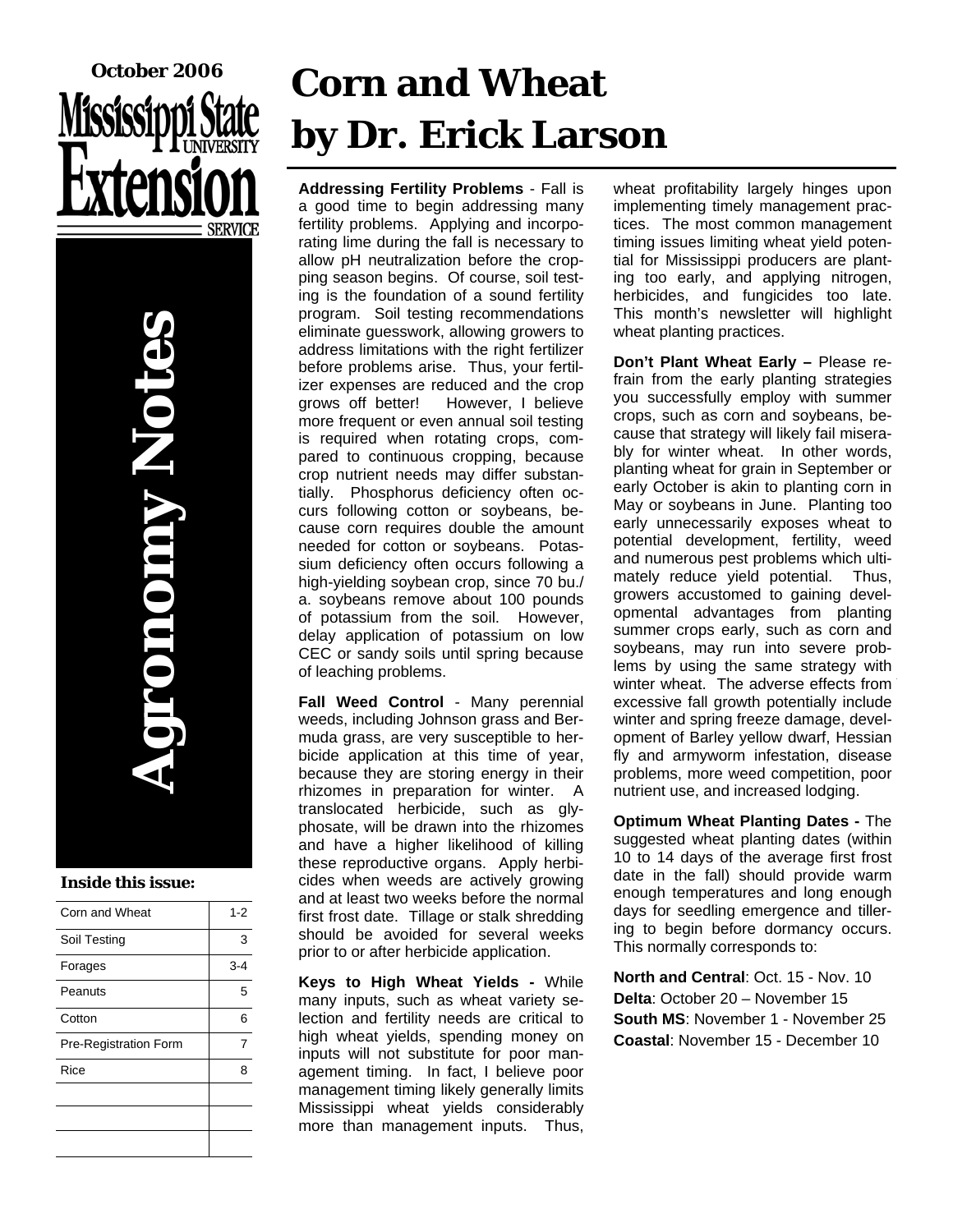October 2006

Mississippi State University Extension Service

# Agronomy Notes

**Inside this issue:**

| | |
|---|---|
| Corn and Wheat | 1-2 |
| Soil Testing | 3 |
| Forages | 3-4 |
| Peanuts | 5 |
| Cotton | 6 |
| Pre-Registration Form | 7 |
| Rice | 8 |

# Corn and Wheat by Dr. Erick Larson

**Addressing Fertility Problems** - Fall is a good time to begin addressing many fertility problems. Applying and incorporating lime during the fall is necessary to allow pH neutralization before the cropping season begins. Of course, soil testing is the foundation of a sound fertility program. Soil testing recommendations eliminate guesswork, allowing growers to address limitations with the right fertilizer before problems arise. Thus, your fertilizer expenses are reduced and the crop grows off better! However, I believe more frequent or even annual soil testing is required when rotating crops, compared to continuous cropping, because crop nutrient needs may differ substantially. Phosphorus deficiency often occurs following cotton or soybeans, because corn requires double the amount needed for cotton or soybeans. Potassium deficiency often occurs following a high-yielding soybean crop, since 70 bu./a. soybeans remove about 100 pounds of potassium from the soil. However, delay application of potassium on low CEC or sandy soils until spring because of leaching problems.

**Fall Weed Control** - Many perennial weeds, including Johnson grass and Bermuda grass, are very susceptible to herbicide application at this time of year, because they are storing energy in their rhizomes in preparation for winter. A translocated herbicide, such as glyphosate, will be drawn into the rhizomes and have a higher likelihood of killing these reproductive organs. Apply herbicides when weeds are actively growing and at least two weeks before the normal first frost date. Tillage or stalk shredding should be avoided for several weeks prior to or after herbicide application.

**Keys to High Wheat Yields -** While many inputs, such as wheat variety selection and fertility needs are critical to high wheat yields, spending money on inputs will not substitute for poor management timing. In fact, I believe poor management timing likely generally limits Mississippi wheat yields considerably more than management inputs. Thus, wheat profitability largely hinges upon implementing timely management practices. The most common management timing issues limiting wheat yield potential for Mississippi producers are planting too early, and applying nitrogen, herbicides, and fungicides too late. This month's newsletter will highlight wheat planting practices.

**Don't Plant Wheat Early –** Please refrain from the early planting strategies you successfully employ with summer crops, such as corn and soybeans, because that strategy will likely fail miserably for winter wheat. In other words, planting wheat for grain in September or early October is akin to planting corn in May or soybeans in June. Planting too early unnecessarily exposes wheat to potential development, fertility, weed and numerous pest problems which ultimately reduce yield potential. Thus, growers accustomed to gaining developmental advantages from planting summer crops early, such as corn and soybeans, may run into severe problems by using the same strategy with winter wheat. The adverse effects from excessive fall growth potentially include winter and spring freeze damage, development of Barley yellow dwarf, Hessian fly and armyworm infestation, disease problems, more weed competition, poor nutrient use, and increased lodging.

**Optimum Wheat Planting Dates -** The suggested wheat planting dates (within 10 to 14 days of the average first frost date in the fall) should provide warm enough temperatures and long enough days for seedling emergence and tillering to begin before dormancy occurs. This normally corresponds to:

**North and Central**: Oct. 15 - Nov. 10
**Delta**: October 20 – November 15
**South MS**: November 1 - November 25
**Coastal**: November 15 - December 10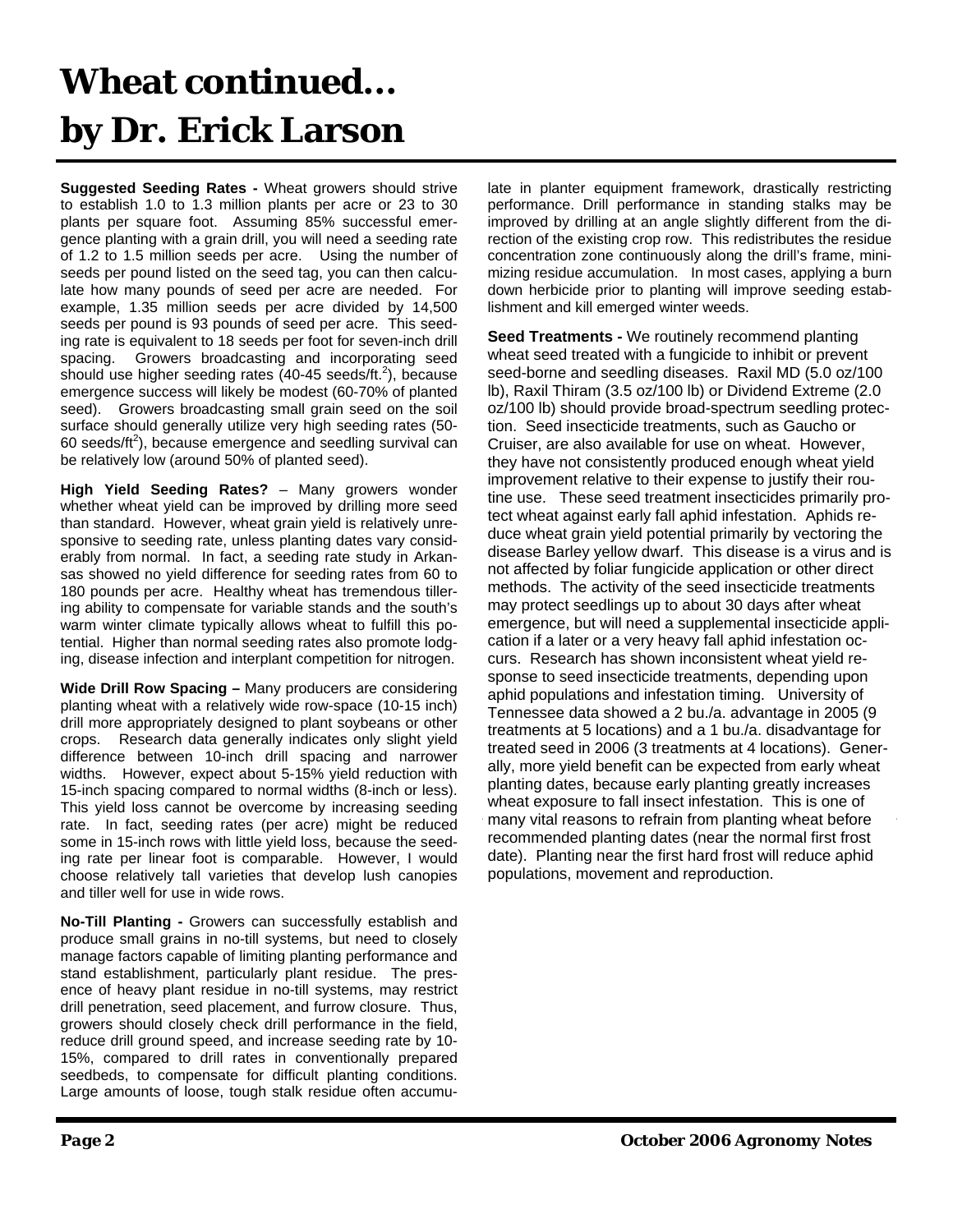# Wheat continued... by Dr. Erick Larson

**Suggested Seeding Rates -** Wheat growers should strive to establish 1.0 to 1.3 million plants per acre or 23 to 30 plants per square foot. Assuming 85% successful emergence planting with a grain drill, you will need a seeding rate of 1.2 to 1.5 million seeds per acre. Using the number of seeds per pound listed on the seed tag, you can then calculate how many pounds of seed per acre are needed. For example, 1.35 million seeds per acre divided by 14,500 seeds per pound is 93 pounds of seed per acre. This seeding rate is equivalent to 18 seeds per foot for seven-inch drill spacing. Growers broadcasting and incorporating seed should use higher seeding rates (40-45 seeds/ft.$^2$), because emergence success will likely be modest (60-70% of planted seed). Growers broadcasting small grain seed on the soil surface should generally utilize very high seeding rates (50-60 seeds/ft$^2$), because emergence and seedling survival can be relatively low (around 50% of planted seed).

**High Yield Seeding Rates?** – Many growers wonder whether wheat yield can be improved by drilling more seed than standard. However, wheat grain yield is relatively unresponsive to seeding rate, unless planting dates vary considerably from normal. In fact, a seeding rate study in Arkansas showed no yield difference for seeding rates from 60 to 180 pounds per acre. Healthy wheat has tremendous tillering ability to compensate for variable stands and the south's warm winter climate typically allows wheat to fulfill this potential. Higher than normal seeding rates also promote lodging, disease infection and interplant competition for nitrogen.

**Wide Drill Row Spacing –** Many producers are considering planting wheat with a relatively wide row-space (10-15 inch) drill more appropriately designed to plant soybeans or other crops. Research data generally indicates only slight yield difference between 10-inch drill spacing and narrower widths. However, expect about 5-15% yield reduction with 15-inch spacing compared to normal widths (8-inch or less). This yield loss cannot be overcome by increasing seeding rate. In fact, seeding rates (per acre) might be reduced some in 15-inch rows with little yield loss, because the seeding rate per linear foot is comparable. However, I would choose relatively tall varieties that develop lush canopies and tiller well for use in wide rows.

**No-Till Planting -** Growers can successfully establish and produce small grains in no-till systems, but need to closely manage factors capable of limiting planting performance and stand establishment, particularly plant residue. The presence of heavy plant residue in no-till systems, may restrict drill penetration, seed placement, and furrow closure. Thus, growers should closely check drill performance in the field, reduce drill ground speed, and increase seeding rate by 10-15%, compared to drill rates in conventionally prepared seedbeds, to compensate for difficult planting conditions. Large amounts of loose, tough stalk residue often accumulate in planter equipment framework, drastically restricting performance. Drill performance in standing stalks may be improved by drilling at an angle slightly different from the direction of the existing crop row. This redistributes the residue concentration zone continuously along the drill's frame, minimizing residue accumulation. In most cases, applying a burn down herbicide prior to planting will improve seeding establishment and kill emerged winter weeds.

**Seed Treatments -** We routinely recommend planting wheat seed treated with a fungicide to inhibit or prevent seed-borne and seedling diseases. Raxil MD (5.0 oz/100 lb), Raxil Thiram (3.5 oz/100 lb) or Dividend Extreme (2.0 oz/100 lb) should provide broad-spectrum seedling protection. Seed insecticide treatments, such as Gaucho or Cruiser, are also available for use on wheat. However, they have not consistently produced enough wheat yield improvement relative to their expense to justify their routine use. These seed treatment insecticides primarily protect wheat against early fall aphid infestation. Aphids reduce wheat grain yield potential primarily by vectoring the disease Barley yellow dwarf. This disease is a virus and is not affected by foliar fungicide application or other direct methods. The activity of the seed insecticide treatments may protect seedlings up to about 30 days after wheat emergence, but will need a supplemental insecticide application if a later or a very heavy fall aphid infestation occurs. Research has shown inconsistent wheat yield response to seed insecticide treatments, depending upon aphid populations and infestation timing. University of Tennessee data showed a 2 bu./a. advantage in 2005 (9 treatments at 5 locations) and a 1 bu./a. disadvantage for treated seed in 2006 (3 treatments at 4 locations). Generally, more yield benefit can be expected from early wheat planting dates, because early planting greatly increases wheat exposure to fall insect infestation. This is one of many vital reasons to refrain from planting wheat before recommended planting dates (near the normal first frost date). Planting near the first hard frost will reduce aphid populations, movement and reproduction.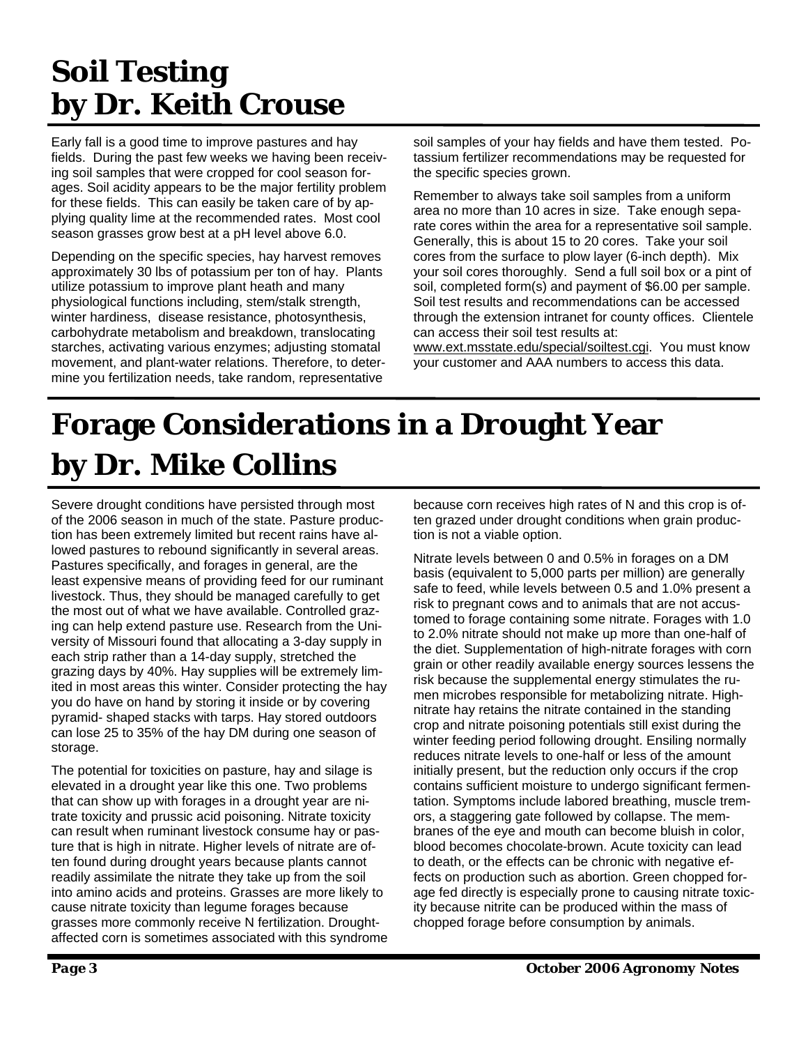# Soil Testing by Dr. Keith Crouse

Early fall is a good time to improve pastures and hay fields. During the past few weeks we having been receiving soil samples that were cropped for cool season forages. Soil acidity appears to be the major fertility problem for these fields. This can easily be taken care of by applying quality lime at the recommended rates. Most cool season grasses grow best at a pH level above 6.0.

Depending on the specific species, hay harvest removes approximately 30 lbs of potassium per ton of hay. Plants utilize potassium to improve plant heath and many physiological functions including, stem/stalk strength, winter hardiness, disease resistance, photosynthesis, carbohydrate metabolism and breakdown, translocating starches, activating various enzymes; adjusting stomatal movement, and plant-water relations. Therefore, to determine you fertilization needs, take random, representative soil samples of your hay fields and have them tested. Potassium fertilizer recommendations may be requested for the specific species grown.

Remember to always take soil samples from a uniform area no more than 10 acres in size. Take enough separate cores within the area for a representative soil sample. Generally, this is about 15 to 20 cores. Take your soil cores from the surface to plow layer (6-inch depth). Mix your soil cores thoroughly. Send a full soil box or a pint of soil, completed form(s) and payment of $6.00 per sample. Soil test results and recommendations can be accessed through the extension intranet for county offices. Clientele can access their soil test results at: www.ext.msstate.edu/special/soiltest.cgi. You must know your customer and AAA numbers to access this data.

# Forage Considerations in a Drought Year by Dr. Mike Collins

Severe drought conditions have persisted through most of the 2006 season in much of the state. Pasture production has been extremely limited but recent rains have allowed pastures to rebound significantly in several areas. Pastures specifically, and forages in general, are the least expensive means of providing feed for our ruminant livestock. Thus, they should be managed carefully to get the most out of what we have available. Controlled grazing can help extend pasture use. Research from the University of Missouri found that allocating a 3-day supply in each strip rather than a 14-day supply, stretched the grazing days by 40%. Hay supplies will be extremely limited in most areas this winter. Consider protecting the hay you do have on hand by storing it inside or by covering pyramid- shaped stacks with tarps. Hay stored outdoors can lose 25 to 35% of the hay DM during one season of storage.

The potential for toxicities on pasture, hay and silage is elevated in a drought year like this one. Two problems that can show up with forages in a drought year are nitrate toxicity and prussic acid poisoning. Nitrate toxicity can result when ruminant livestock consume hay or pasture that is high in nitrate. Higher levels of nitrate are often found during drought years because plants cannot readily assimilate the nitrate they take up from the soil into amino acids and proteins. Grasses are more likely to cause nitrate toxicity than legume forages because grasses more commonly receive N fertilization. Drought-affected corn is sometimes associated with this syndrome because corn receives high rates of N and this crop is often grazed under drought conditions when grain production is not a viable option.

Nitrate levels between 0 and 0.5% in forages on a DM basis (equivalent to 5,000 parts per million) are generally safe to feed, while levels between 0.5 and 1.0% present a risk to pregnant cows and to animals that are not accustomed to forage containing some nitrate. Forages with 1.0 to 2.0% nitrate should not make up more than one-half of the diet. Supplementation of high-nitrate forages with corn grain or other readily available energy sources lessens the risk because the supplemental energy stimulates the rumen microbes responsible for metabolizing nitrate. High-nitrate hay retains the nitrate contained in the standing crop and nitrate poisoning potentials still exist during the winter feeding period following drought. Ensiling normally reduces nitrate levels to one-half or less of the amount initially present, but the reduction only occurs if the crop contains sufficient moisture to undergo significant fermentation. Symptoms include labored breathing, muscle tremors, a staggering gate followed by collapse. The membranes of the eye and mouth can become bluish in color, blood becomes chocolate-brown. Acute toxicity can lead to death, or the effects can be chronic with negative effects on production such as abortion. Green chopped forage fed directly is especially prone to causing nitrate toxicity because nitrite can be produced within the mass of chopped forage before consumption by animals.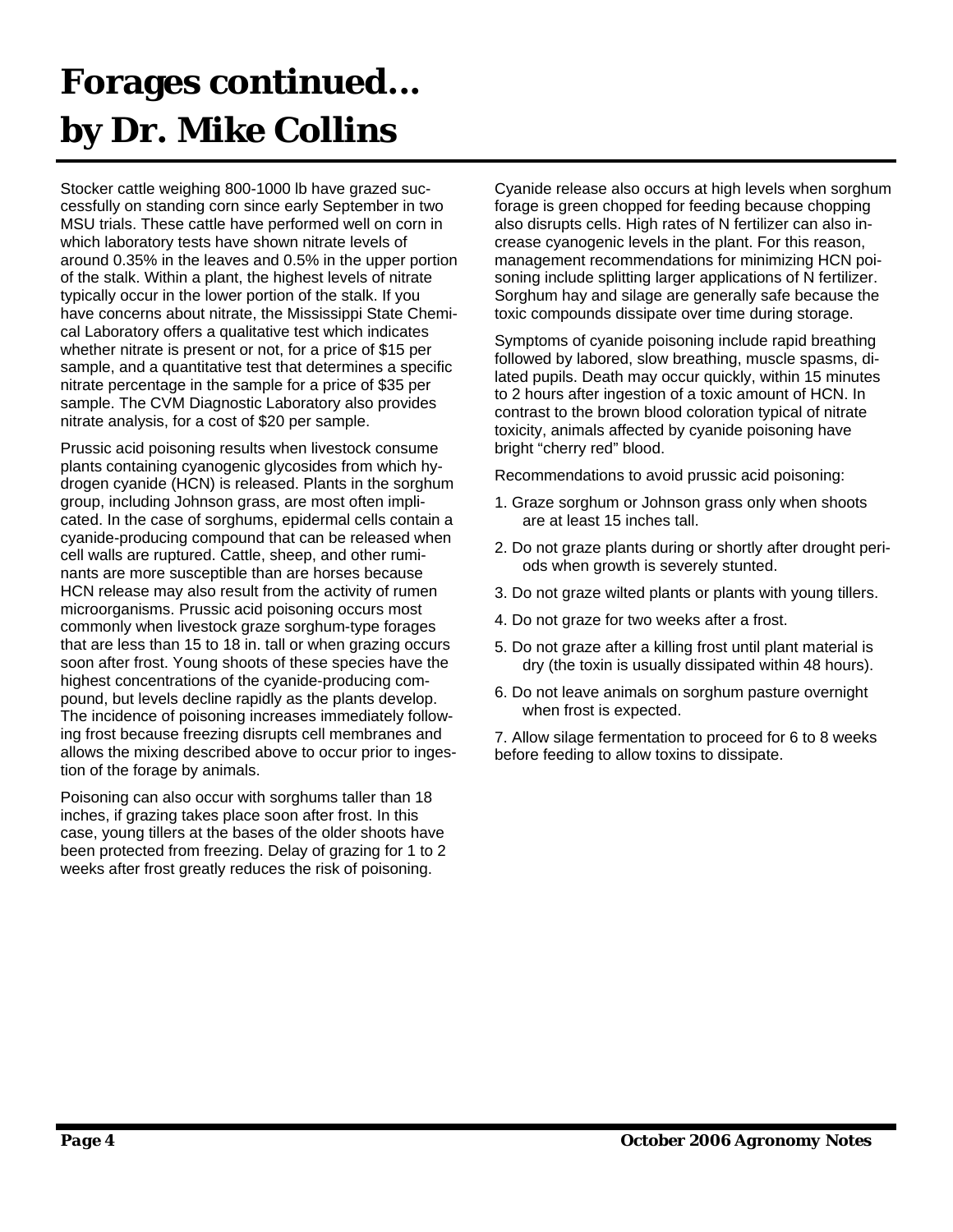# Forages continued… by Dr. Mike Collins

Stocker cattle weighing 800-1000 lb have grazed successfully on standing corn since early September in two MSU trials. These cattle have performed well on corn in which laboratory tests have shown nitrate levels of around 0.35% in the leaves and 0.5% in the upper portion of the stalk. Within a plant, the highest levels of nitrate typically occur in the lower portion of the stalk. If you have concerns about nitrate, the Mississippi State Chemical Laboratory offers a qualitative test which indicates whether nitrate is present or not, for a price of $15 per sample, and a quantitative test that determines a specific nitrate percentage in the sample for a price of $35 per sample. The CVM Diagnostic Laboratory also provides nitrate analysis, for a cost of $20 per sample.

Prussic acid poisoning results when livestock consume plants containing cyanogenic glycosides from which hydrogen cyanide (HCN) is released. Plants in the sorghum group, including Johnson grass, are most often implicated. In the case of sorghums, epidermal cells contain a cyanide-producing compound that can be released when cell walls are ruptured. Cattle, sheep, and other ruminants are more susceptible than are horses because HCN release may also result from the activity of rumen microorganisms. Prussic acid poisoning occurs most commonly when livestock graze sorghum-type forages that are less than 15 to 18 in. tall or when grazing occurs soon after frost. Young shoots of these species have the highest concentrations of the cyanide-producing compound, but levels decline rapidly as the plants develop. The incidence of poisoning increases immediately following frost because freezing disrupts cell membranes and allows the mixing described above to occur prior to ingestion of the forage by animals.

Poisoning can also occur with sorghums taller than 18 inches, if grazing takes place soon after frost. In this case, young tillers at the bases of the older shoots have been protected from freezing. Delay of grazing for 1 to 2 weeks after frost greatly reduces the risk of poisoning.

Cyanide release also occurs at high levels when sorghum forage is green chopped for feeding because chopping also disrupts cells. High rates of N fertilizer can also increase cyanogenic levels in the plant. For this reason, management recommendations for minimizing HCN poisoning include splitting larger applications of N fertilizer. Sorghum hay and silage are generally safe because the toxic compounds dissipate over time during storage.

Symptoms of cyanide poisoning include rapid breathing followed by labored, slow breathing, muscle spasms, dilated pupils. Death may occur quickly, within 15 minutes to 2 hours after ingestion of a toxic amount of HCN. In contrast to the brown blood coloration typical of nitrate toxicity, animals affected by cyanide poisoning have bright "cherry red" blood.

Recommendations to avoid prussic acid poisoning:

1. Graze sorghum or Johnson grass only when shoots are at least 15 inches tall.
2. Do not graze plants during or shortly after drought periods when growth is severely stunted.
3. Do not graze wilted plants or plants with young tillers.
4. Do not graze for two weeks after a frost.
5. Do not graze after a killing frost until plant material is dry (the toxin is usually dissipated within 48 hours).
6. Do not leave animals on sorghum pasture overnight when frost is expected.
7. Allow silage fermentation to proceed for 6 to 8 weeks before feeding to allow toxins to dissipate.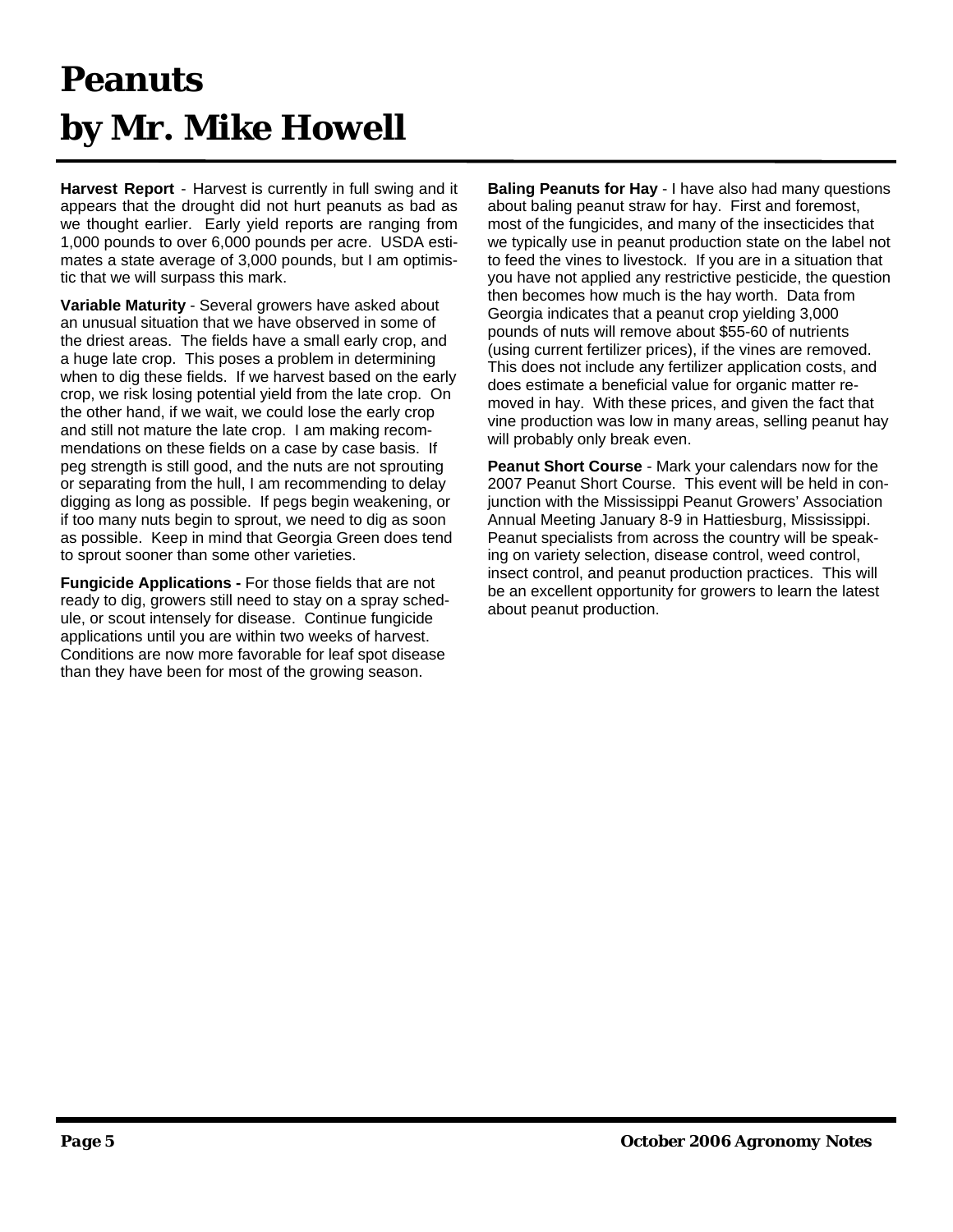# Peanuts
# by Mr. Mike Howell

**Harvest Report** - Harvest is currently in full swing and it appears that the drought did not hurt peanuts as bad as we thought earlier. Early yield reports are ranging from 1,000 pounds to over 6,000 pounds per acre. USDA estimates a state average of 3,000 pounds, but I am optimistic that we will surpass this mark.

**Variable Maturity** - Several growers have asked about an unusual situation that we have observed in some of the driest areas. The fields have a small early crop, and a huge late crop. This poses a problem in determining when to dig these fields. If we harvest based on the early crop, we risk losing potential yield from the late crop. On the other hand, if we wait, we could lose the early crop and still not mature the late crop. I am making recommendations on these fields on a case by case basis. If peg strength is still good, and the nuts are not sprouting or separating from the hull, I am recommending to delay digging as long as possible. If pegs begin weakening, or if too many nuts begin to sprout, we need to dig as soon as possible. Keep in mind that Georgia Green does tend to sprout sooner than some other varieties.

**Fungicide Applications -** For those fields that are not ready to dig, growers still need to stay on a spray schedule, or scout intensely for disease. Continue fungicide applications until you are within two weeks of harvest. Conditions are now more favorable for leaf spot disease than they have been for most of the growing season.

**Baling Peanuts for Hay** - I have also had many questions about baling peanut straw for hay. First and foremost, most of the fungicides, and many of the insecticides that we typically use in peanut production state on the label not to feed the vines to livestock. If you are in a situation that you have not applied any restrictive pesticide, the question then becomes how much is the hay worth. Data from Georgia indicates that a peanut crop yielding 3,000 pounds of nuts will remove about $55-60 of nutrients (using current fertilizer prices), if the vines are removed. This does not include any fertilizer application costs, and does estimate a beneficial value for organic matter removed in hay. With these prices, and given the fact that vine production was low in many areas, selling peanut hay will probably only break even.

**Peanut Short Course** - Mark your calendars now for the 2007 Peanut Short Course. This event will be held in conjunction with the Mississippi Peanut Growers' Association Annual Meeting January 8-9 in Hattiesburg, Mississippi. Peanut specialists from across the country will be speaking on variety selection, disease control, weed control, insect control, and peanut production practices. This will be an excellent opportunity for growers to learn the latest about peanut production.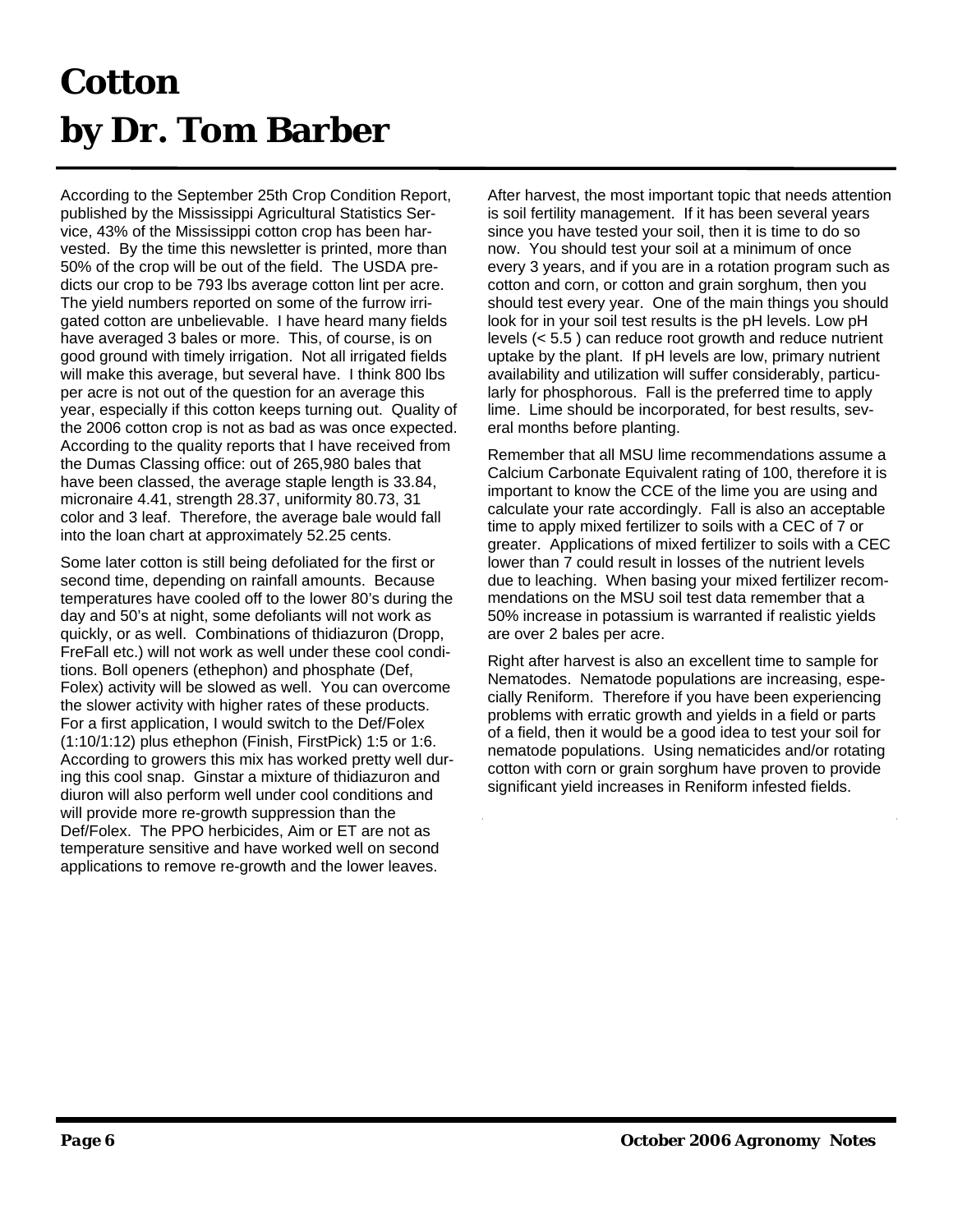# Cotton
# by Dr. Tom Barber

According to the September 25th Crop Condition Report, published by the Mississippi Agricultural Statistics Service, 43% of the Mississippi cotton crop has been harvested. By the time this newsletter is printed, more than 50% of the crop will be out of the field. The USDA predicts our crop to be 793 lbs average cotton lint per acre. The yield numbers reported on some of the furrow irrigated cotton are unbelievable. I have heard many fields have averaged 3 bales or more. This, of course, is on good ground with timely irrigation. Not all irrigated fields will make this average, but several have. I think 800 lbs per acre is not out of the question for an average this year, especially if this cotton keeps turning out. Quality of the 2006 cotton crop is not as bad as was once expected. According to the quality reports that I have received from the Dumas Classing office: out of 265,980 bales that have been classed, the average staple length is 33.84, micronaire 4.41, strength 28.37, uniformity 80.73, 31 color and 3 leaf. Therefore, the average bale would fall into the loan chart at approximately 52.25 cents.

Some later cotton is still being defoliated for the first or second time, depending on rainfall amounts. Because temperatures have cooled off to the lower 80's during the day and 50's at night, some defoliants will not work as quickly, or as well. Combinations of thidiazuron (Dropp, FreFall etc.) will not work as well under these cool conditions. Boll openers (ethephon) and phosphate (Def, Folex) activity will be slowed as well. You can overcome the slower activity with higher rates of these products. For a first application, I would switch to the Def/Folex (1:10/1:12) plus ethephon (Finish, FirstPick) 1:5 or 1:6. According to growers this mix has worked pretty well during this cool snap. Ginstar a mixture of thidiazuron and diuron will also perform well under cool conditions and will provide more re-growth suppression than the Def/Folex. The PPO herbicides, Aim or ET are not as temperature sensitive and have worked well on second applications to remove re-growth and the lower leaves.

After harvest, the most important topic that needs attention is soil fertility management. If it has been several years since you have tested your soil, then it is time to do so now. You should test your soil at a minimum of once every 3 years, and if you are in a rotation program such as cotton and corn, or cotton and grain sorghum, then you should test every year. One of the main things you should look for in your soil test results is the pH levels. Low pH levels (< 5.5 ) can reduce root growth and reduce nutrient uptake by the plant. If pH levels are low, primary nutrient availability and utilization will suffer considerably, particularly for phosphorous. Fall is the preferred time to apply lime. Lime should be incorporated, for best results, several months before planting.

Remember that all MSU lime recommendations assume a Calcium Carbonate Equivalent rating of 100, therefore it is important to know the CCE of the lime you are using and calculate your rate accordingly. Fall is also an acceptable time to apply mixed fertilizer to soils with a CEC of 7 or greater. Applications of mixed fertilizer to soils with a CEC lower than 7 could result in losses of the nutrient levels due to leaching. When basing your mixed fertilizer recommendations on the MSU soil test data remember that a 50% increase in potassium is warranted if realistic yields are over 2 bales per acre.

Right after harvest is also an excellent time to sample for Nematodes. Nematode populations are increasing, especially Reniform. Therefore if you have been experiencing problems with erratic growth and yields in a field or parts of a field, then it would be a good idea to test your soil for nematode populations. Using nematicides and/or rotating cotton with corn or grain sorghum have proven to provide significant yield increases in Reniform infested fields.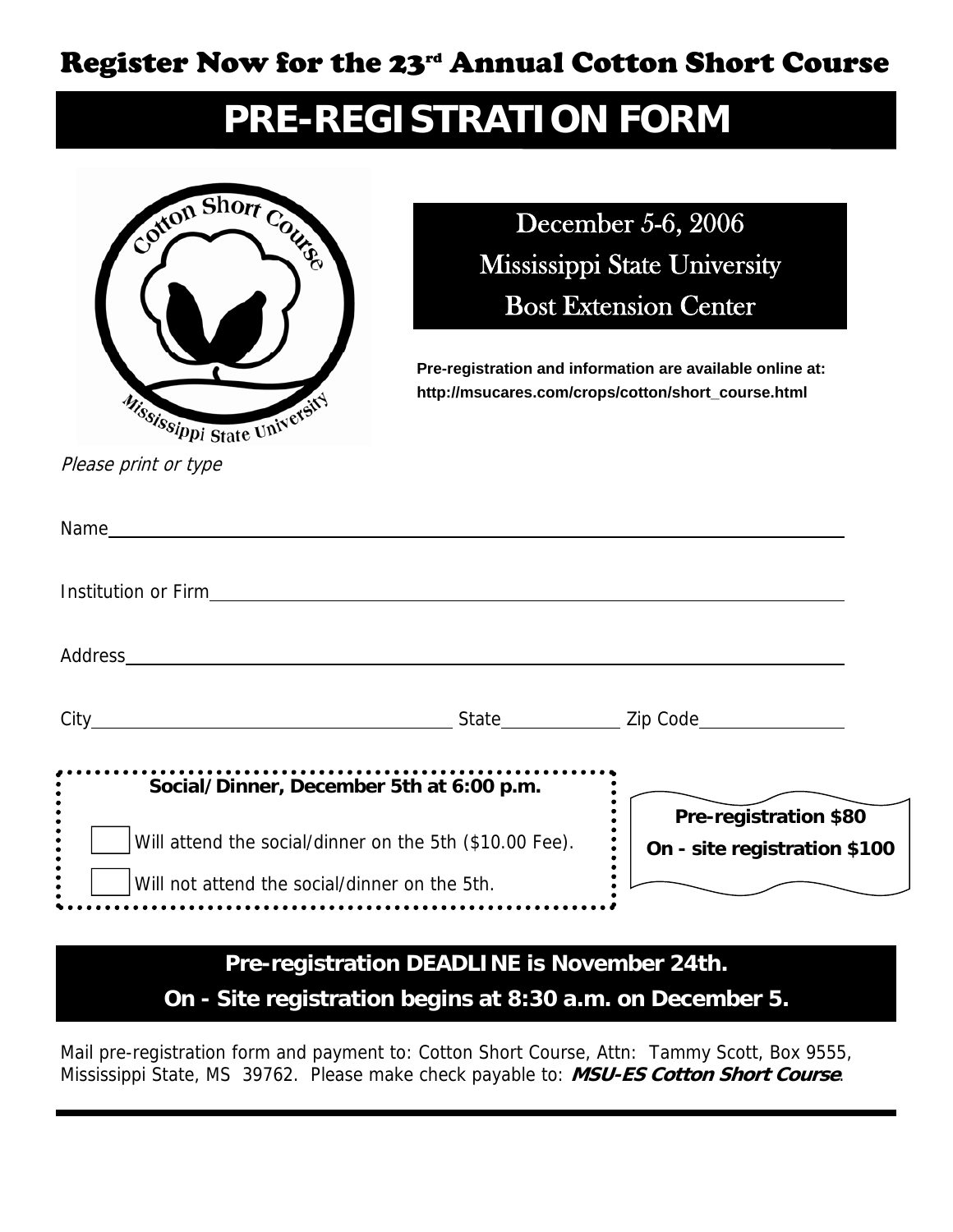# Register Now for the 23rd Annual Cotton Short Course

# PRE-REGISTRATION FORM

December 5-6, 2006
Mississippi State University
Bost Extension Center

**Pre-registration and information are available online at:**
**http://msucares.com/crops/cotton/short_course.html**

*Please print or type*

Name_______________________________________________

Institution or Firm_______________________________________

Address_____________________________________________

City________________________ State__________ Zip Code____________

**Social/Dinner, December 5th at 6:00 p.m.**

☐ Will attend the social/dinner on the 5th ($10.00 Fee).

☐ Will not attend the social/dinner on the 5th.

**Pre-registration $80**
**On - site registration $100**

**Pre-registration DEADLINE is November 24th.**
**On - Site registration begins at 8:30 a.m. on December 5.**

Mail pre-registration form and payment to: Cotton Short Course, Attn: Tammy Scott, Box 9555, Mississippi State, MS 39762. Please make check payable to: ***MSU-ES Cotton Short Course***.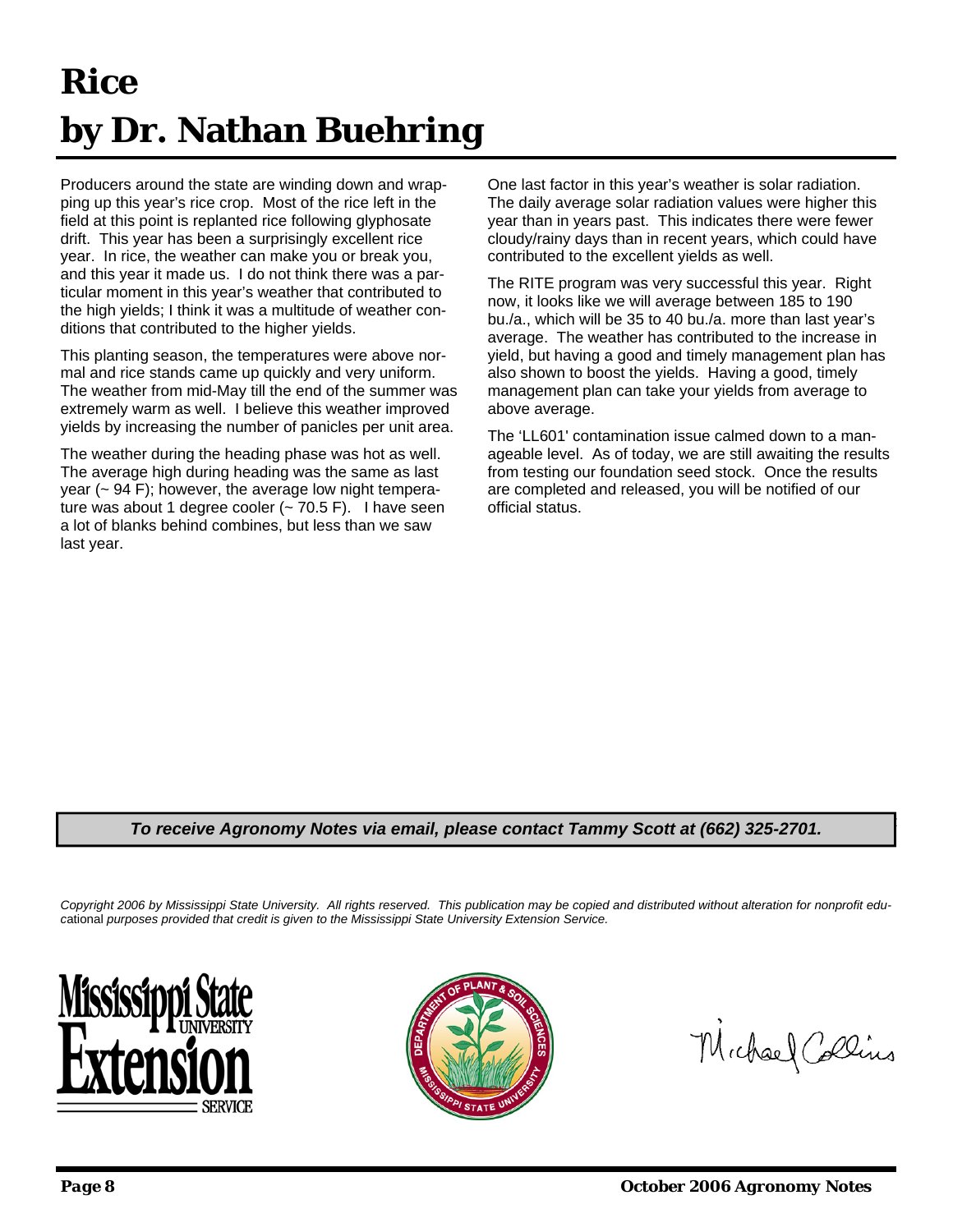# Rice
# by Dr. Nathan Buehring

Producers around the state are winding down and wrapping up this year's rice crop. Most of the rice left in the field at this point is replanted rice following glyphosate drift. This year has been a surprisingly excellent rice year. In rice, the weather can make you or break you, and this year it made us. I do not think there was a particular moment in this year's weather that contributed to the high yields; I think it was a multitude of weather conditions that contributed to the higher yields.

This planting season, the temperatures were above normal and rice stands came up quickly and very uniform. The weather from mid-May till the end of the summer was extremely warm as well. I believe this weather improved yields by increasing the number of panicles per unit area.

The weather during the heading phase was hot as well. The average high during heading was the same as last year (~ 94 F); however, the average low night temperature was about 1 degree cooler (~ 70.5 F). I have seen a lot of blanks behind combines, but less than we saw last year.

One last factor in this year's weather is solar radiation. The daily average solar radiation values were higher this year than in years past. This indicates there were fewer cloudy/rainy days than in recent years, which could have contributed to the excellent yields as well.

The RITE program was very successful this year. Right now, it looks like we will average between 185 to 190 bu./a., which will be 35 to 40 bu./a. more than last year's average. The weather has contributed to the increase in yield, but having a good and timely management plan has also shown to boost the yields. Having a good, timely management plan can take your yields from average to above average.

The 'LL601' contamination issue calmed down to a manageable level. As of today, we are still awaiting the results from testing our foundation seed stock. Once the results are completed and released, you will be notified of our official status.

***To receive Agronomy Notes via email, please contact Tammy Scott at (662) 325-2701.***

*Copyright 2006 by Mississippi State University. All rights reserved. This publication may be copied and distributed without alteration for nonprofit educational purposes provided that credit is given to the Mississippi State University Extension Service.*

Mississippi State University Extension Service

Department of Plant & Soil Sciences, Mississippi State University

Michael Collins